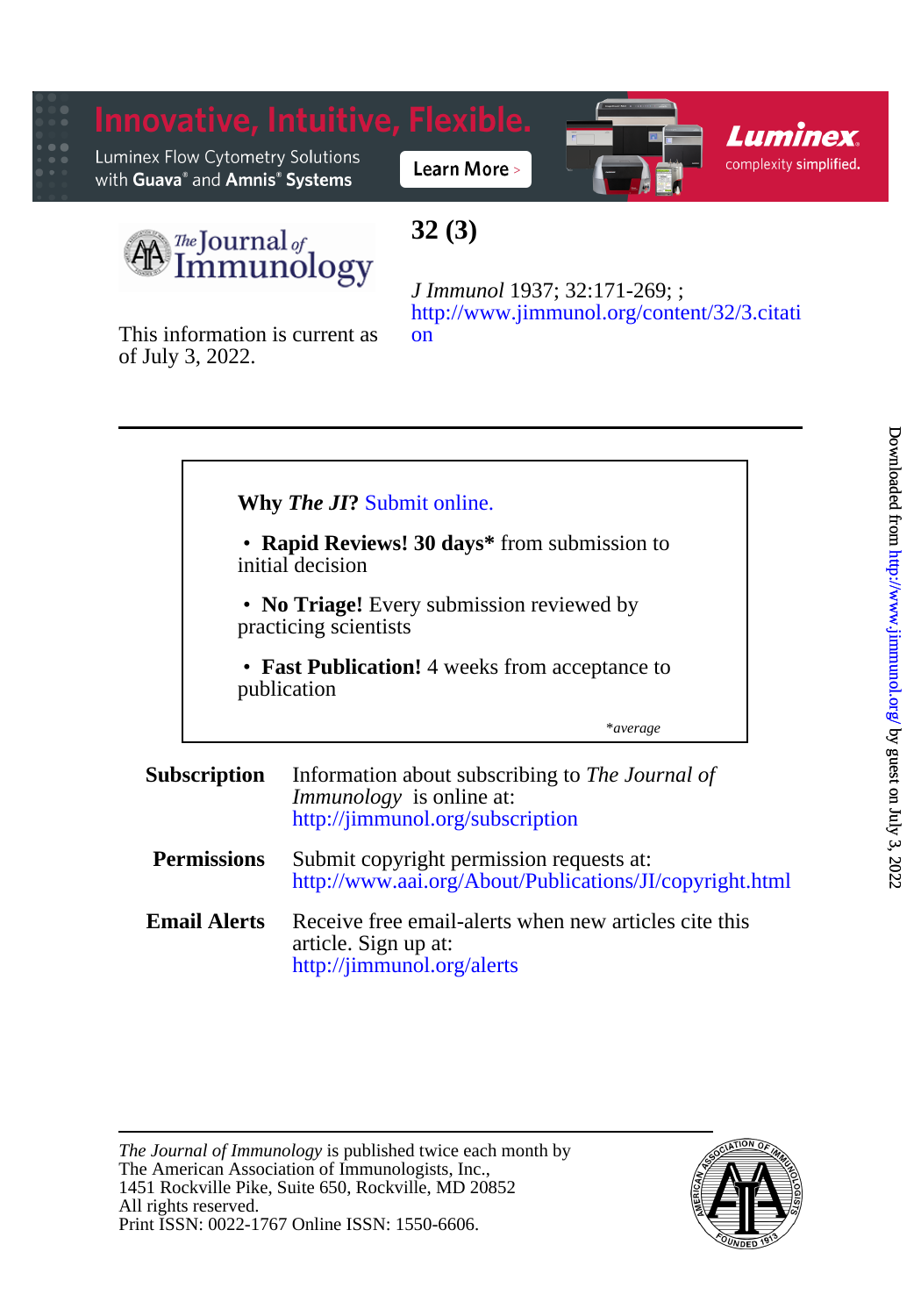Innovative, Intuitive, Flexible.

Luminex Flow Cytometry Solutions with Guava® and Amnis® Systems

Learn More >

Luminex complexity simplified.

# The Journal of Immunology

## 32 (3)

*J Immunol* 1937; 32:171-269; ;
http://www.jimmunol.org/content/32/3.citation

This information is current as of July 3, 2022.

---

**Why *The JI*?** Submit online.

- **Rapid Reviews! 30 days*** from submission to initial decision
- **No Triage!** Every submission reviewed by practicing scientists
- **Fast Publication!** 4 weeks from acceptance to publication

*\*average*

**Subscription** Information about subscribing to *The Journal of Immunology* is online at: http://jimmunol.org/subscription

**Permissions** Submit copyright permission requests at: http://www.aai.org/About/Publications/JI/copyright.html

**Email Alerts** Receive free email-alerts when new articles cite this article. Sign up at: http://jimmunol.org/alerts

---

*The Journal of Immunology* is published twice each month by
The American Association of Immunologists, Inc.,
1451 Rockville Pike, Suite 650, Rockville, MD 20852
All rights reserved.
Print ISSN: 0022-1767 Online ISSN: 1550-6606.

Downloaded from http://www.jimmunol.org/ by guest on July 3, 2022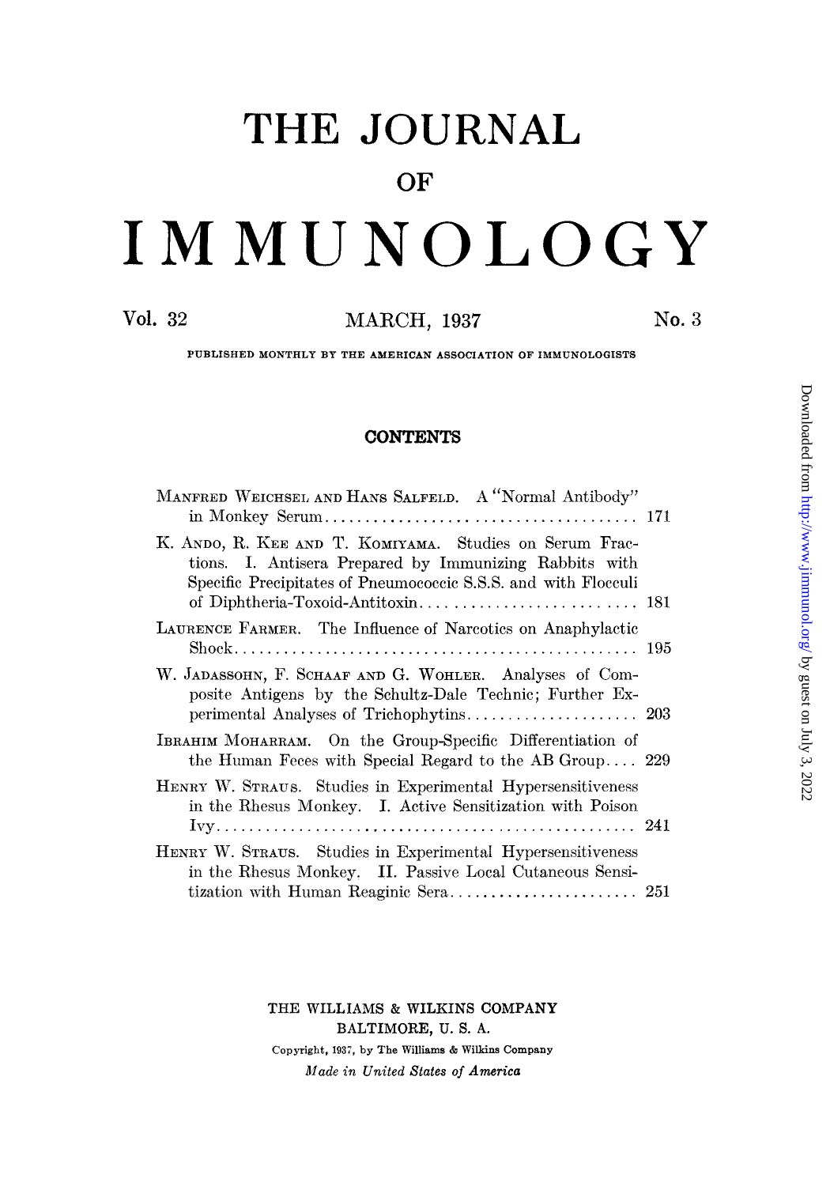# THE JOURNAL

## OF

# IMMUNOLOGY

Vol. 32 — MARCH, 1937 — No. 3

PUBLISHED MONTHLY BY THE AMERICAN ASSOCIATION OF IMMUNOLOGISTS

### CONTENTS

MANFRED WEICHSEL AND HANS SALFELD. A "Normal Antibody" in Monkey Serum .......... 171

K. ANDO, R. KEE AND T. KOMIYAMA. Studies on Serum Fractions. I. Antisera Prepared by Immunizing Rabbits with Specific Precipitates of Pneumococcic S.S.S. and with Flocculi of Diphtheria-Toxoid-Antitoxin .......... 181

LAURENCE FARMER. The Influence of Narcotics on Anaphylactic Shock .......... 195

W. JADASSOHN, F. SCHAAF AND G. WOHLER. Analyses of Composite Antigens by the Schultz-Dale Technic; Further Experimental Analyses of Trichophytins .......... 203

IBRAHIM MOHARRAM. On the Group-Specific Differentiation of the Human Feces with Special Regard to the AB Group .... 229

HENRY W. STRAUS. Studies in Experimental Hypersensitiveness in the Rhesus Monkey. I. Active Sensitization with Poison Ivy .......... 241

HENRY W. STRAUS. Studies in Experimental Hypersensitiveness in the Rhesus Monkey. II. Passive Local Cutaneous Sensitization with Human Reaginic Sera .......... 251

THE WILLIAMS & WILKINS COMPANY
BALTIMORE, U. S. A.
Copyright, 1937, by The Williams & Wilkins Company
*Made in United States of America*